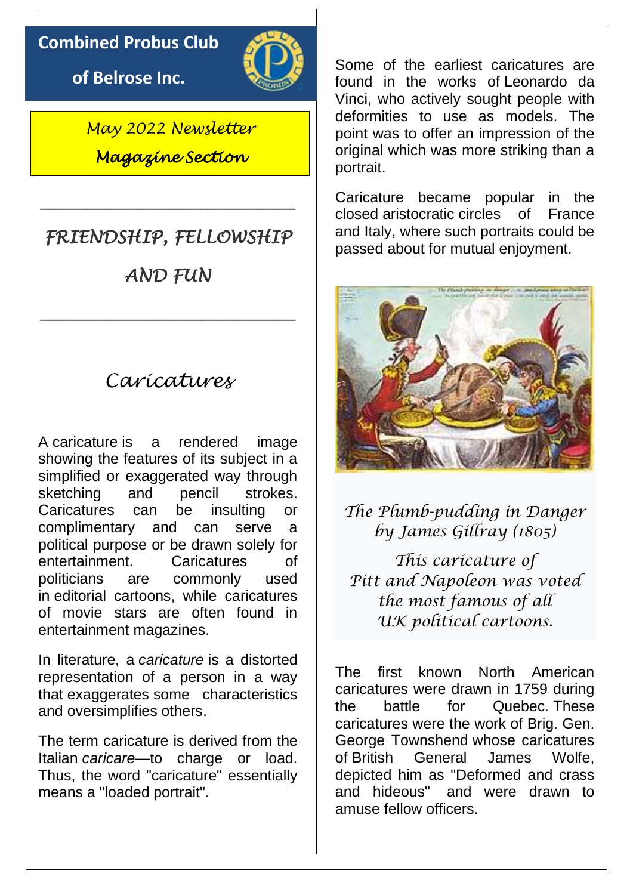# Combined Probus Club of Belrose Inc.

*May 2022 Newsletter*

*Magazine Section*

---

*FRIENDSHIP, FELLOWSHIP AND FUN*

---

## *Caricatures*

A caricature is a rendered image showing the features of its subject in a simplified or exaggerated way through sketching and pencil strokes. Caricatures can be insulting or complimentary and can serve a political purpose or be drawn solely for entertainment. Caricatures of politicians are commonly used in editorial cartoons, while caricatures of movie stars are often found in entertainment magazines.

In literature, a *caricature* is a distorted representation of a person in a way that exaggerates some characteristics and oversimplifies others.

The term caricature is derived from the Italian *caricare*—to charge or load. Thus, the word "caricature" essentially means a "loaded portrait".

Some of the earliest caricatures are found in the works of Leonardo da Vinci, who actively sought people with deformities to use as models. The point was to offer an impression of the original which was more striking than a portrait.

Caricature became popular in the closed aristocratic circles of France and Italy, where such portraits could be passed about for mutual enjoyment.

*The Plumb-pudding in Danger by James Gillray (1805)*

*This caricature of Pitt and Napoleon was voted the most famous of all UK political cartoons.*

The first known North American caricatures were drawn in 1759 during the battle for Quebec. These caricatures were the work of Brig. Gen. George Townshend whose caricatures of British General James Wolfe, depicted him as "Deformed and crass and hideous" and were drawn to amuse fellow officers.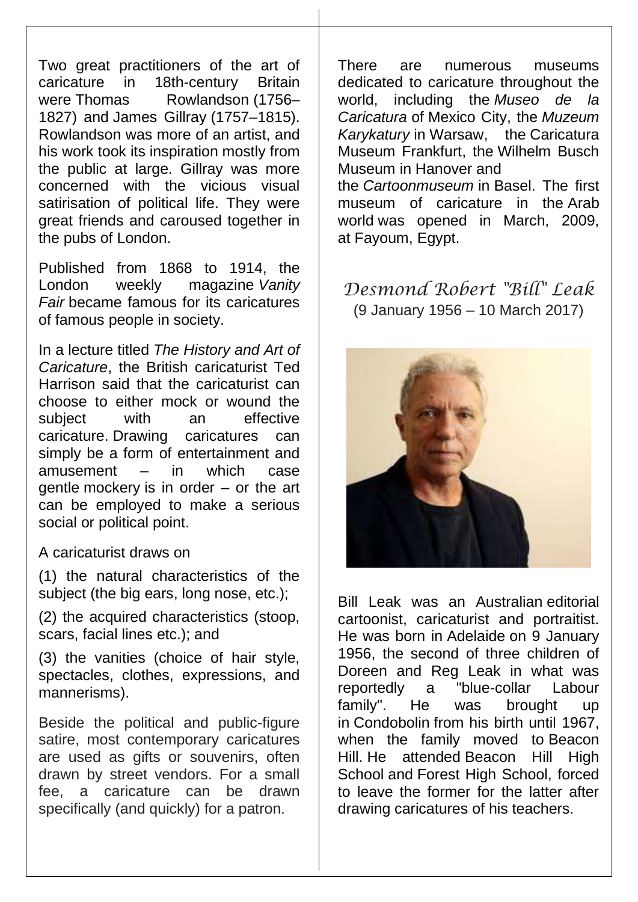Two great practitioners of the art of caricature in 18th-century Britain were Thomas Rowlandson (1756–1827) and James Gillray (1757–1815). Rowlandson was more of an artist, and his work took its inspiration mostly from the public at large. Gillray was more concerned with the vicious visual satirisation of political life. They were great friends and caroused together in the pubs of London.

Published from 1868 to 1914, the London weekly magazine *Vanity Fair* became famous for its caricatures of famous people in society.

In a lecture titled *The History and Art of Caricature*, the British caricaturist Ted Harrison said that the caricaturist can choose to either mock or wound the subject with an effective caricature. Drawing caricatures can simply be a form of entertainment and amusement – in which case gentle mockery is in order – or the art can be employed to make a serious social or political point.

A caricaturist draws on

(1) the natural characteristics of the subject (the big ears, long nose, etc.);

(2) the acquired characteristics (stoop, scars, facial lines etc.); and

(3) the vanities (choice of hair style, spectacles, clothes, expressions, and mannerisms).

Beside the political and public-figure satire, most contemporary caricatures are used as gifts or souvenirs, often drawn by street vendors. For a small fee, a caricature can be drawn specifically (and quickly) for a patron.

There are numerous museums dedicated to caricature throughout the world, including the *Museo de la Caricatura* of Mexico City, the *Muzeum Karykatury* in Warsaw, the Caricatura Museum Frankfurt, the Wilhelm Busch Museum in Hanover and the *Cartoonmuseum* in Basel. The first museum of caricature in the Arab world was opened in March, 2009, at Fayoum, Egypt.

## *Desmond Robert "Bill" Leak*

(9 January 1956 – 10 March 2017)

Bill Leak was an Australian editorial cartoonist, caricaturist and portraitist. He was born in Adelaide on 9 January 1956, the second of three children of Doreen and Reg Leak in what was reportedly a "blue-collar Labour family". He was brought up in Condobolin from his birth until 1967, when the family moved to Beacon Hill. He attended Beacon Hill High School and Forest High School, forced to leave the former for the latter after drawing caricatures of his teachers.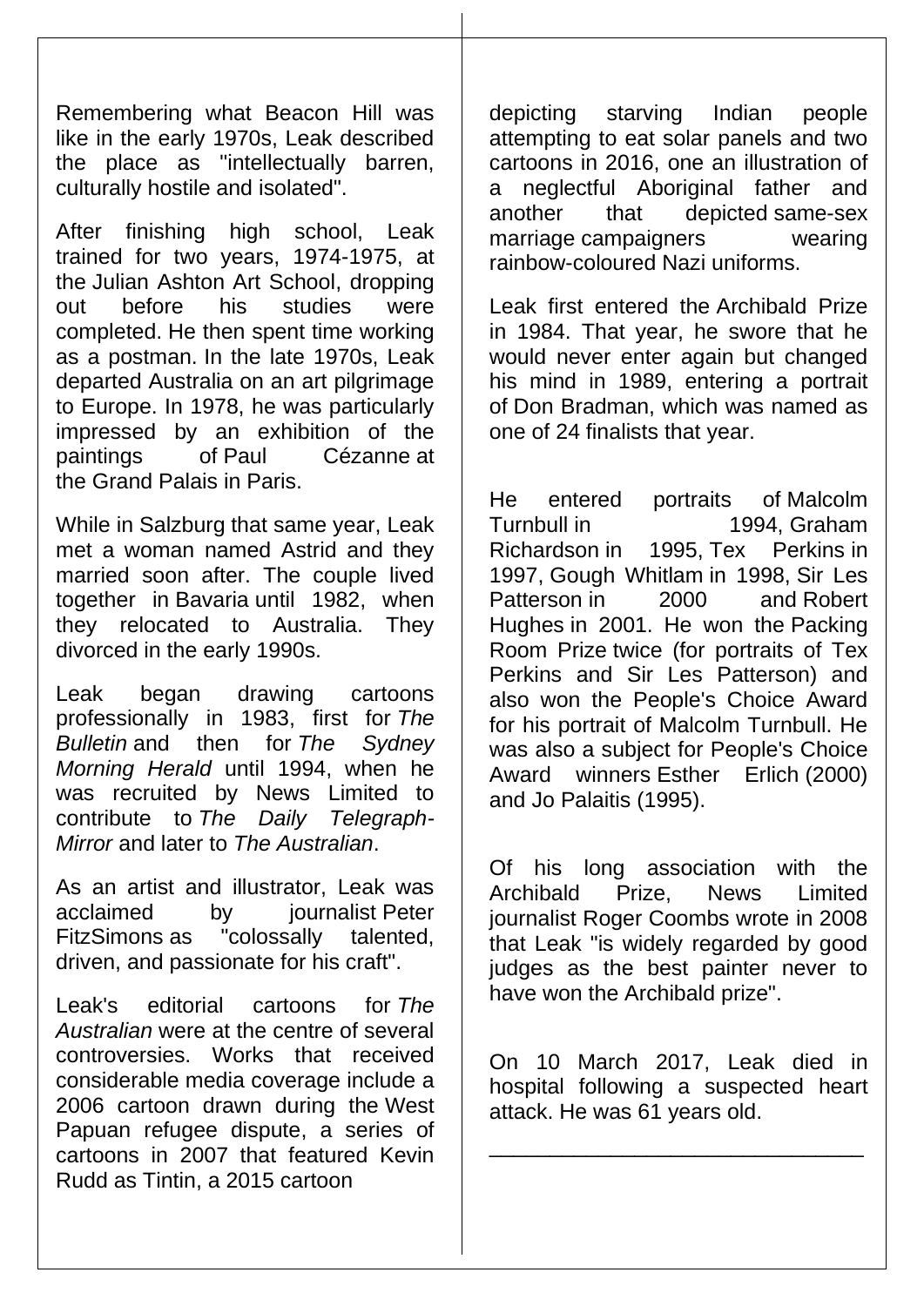Remembering what Beacon Hill was like in the early 1970s, Leak described the place as "intellectually barren, culturally hostile and isolated".

After finishing high school, Leak trained for two years, 1974-1975, at the Julian Ashton Art School, dropping out before his studies were completed. He then spent time working as a postman. In the late 1970s, Leak departed Australia on an art pilgrimage to Europe. In 1978, he was particularly impressed by an exhibition of the paintings of Paul Cézanne at the Grand Palais in Paris.

While in Salzburg that same year, Leak met a woman named Astrid and they married soon after. The couple lived together in Bavaria until 1982, when they relocated to Australia. They divorced in the early 1990s.

Leak began drawing cartoons professionally in 1983, first for *The Bulletin* and then for *The Sydney Morning Herald* until 1994, when he was recruited by News Limited to contribute to *The Daily Telegraph-Mirror* and later to *The Australian*.

As an artist and illustrator, Leak was acclaimed by journalist Peter FitzSimons as "colossally talented, driven, and passionate for his craft".

Leak's editorial cartoons for *The Australian* were at the centre of several controversies. Works that received considerable media coverage include a 2006 cartoon drawn during the West Papuan refugee dispute, a series of cartoons in 2007 that featured Kevin Rudd as Tintin, a 2015 cartoon depicting starving Indian people attempting to eat solar panels and two cartoons in 2016, one an illustration of a neglectful Aboriginal father and another that depicted same-sex marriage campaigners wearing rainbow-coloured Nazi uniforms.

Leak first entered the Archibald Prize in 1984. That year, he swore that he would never enter again but changed his mind in 1989, entering a portrait of Don Bradman, which was named as one of 24 finalists that year.

He entered portraits of Malcolm Turnbull in 1994, Graham Richardson in 1995, Tex Perkins in 1997, Gough Whitlam in 1998, Sir Les Patterson in 2000 and Robert Hughes in 2001. He won the Packing Room Prize twice (for portraits of Tex Perkins and Sir Les Patterson) and also won the People's Choice Award for his portrait of Malcolm Turnbull. He was also a subject for People's Choice Award winners Esther Erlich (2000) and Jo Palaitis (1995).

Of his long association with the Archibald Prize, News Limited journalist Roger Coombs wrote in 2008 that Leak "is widely regarded by good judges as the best painter never to have won the Archibald prize".

On 10 March 2017, Leak died in hospital following a suspected heart attack. He was 61 years old.

---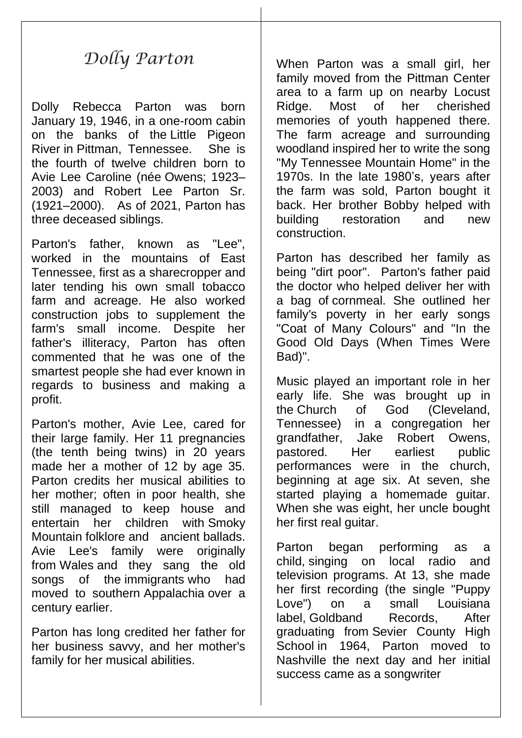# Dolly Parton

Dolly Rebecca Parton was born January 19, 1946, in a one-room cabin on the banks of the Little Pigeon River in Pittman, Tennessee. She is the fourth of twelve children born to Avie Lee Caroline (née Owens; 1923–2003) and Robert Lee Parton Sr. (1921–2000). As of 2021, Parton has three deceased siblings.

Parton's father, known as "Lee", worked in the mountains of East Tennessee, first as a sharecropper and later tending his own small tobacco farm and acreage. He also worked construction jobs to supplement the farm's small income. Despite her father's illiteracy, Parton has often commented that he was one of the smartest people she had ever known in regards to business and making a profit.

Parton's mother, Avie Lee, cared for their large family. Her 11 pregnancies (the tenth being twins) in 20 years made her a mother of 12 by age 35. Parton credits her musical abilities to her mother; often in poor health, she still managed to keep house and entertain her children with Smoky Mountain folklore and ancient ballads. Avie Lee's family were originally from Wales and they sang the old songs of the immigrants who had moved to southern Appalachia over a century earlier.

Parton has long credited her father for her business savvy, and her mother's family for her musical abilities.

When Parton was a small girl, her family moved from the Pittman Center area to a farm up on nearby Locust Ridge. Most of her cherished memories of youth happened there. The farm acreage and surrounding woodland inspired her to write the song "My Tennessee Mountain Home" in the 1970s. In the late 1980's, years after the farm was sold, Parton bought it back. Her brother Bobby helped with building restoration and new construction.

Parton has described her family as being "dirt poor". Parton's father paid the doctor who helped deliver her with a bag of cornmeal. She outlined her family's poverty in her early songs "Coat of Many Colours" and "In the Good Old Days (When Times Were Bad)".

Music played an important role in her early life. She was brought up in the Church of God (Cleveland, Tennessee) in a congregation her grandfather, Jake Robert Owens, pastored. Her earliest public performances were in the church, beginning at age six. At seven, she started playing a homemade guitar. When she was eight, her uncle bought her first real guitar.

Parton began performing as a child, singing on local radio and television programs. At 13, she made her first recording (the single "Puppy Love") on a small Louisiana label, Goldband Records, After graduating from Sevier County High School in 1964, Parton moved to Nashville the next day and her initial success came as a songwriter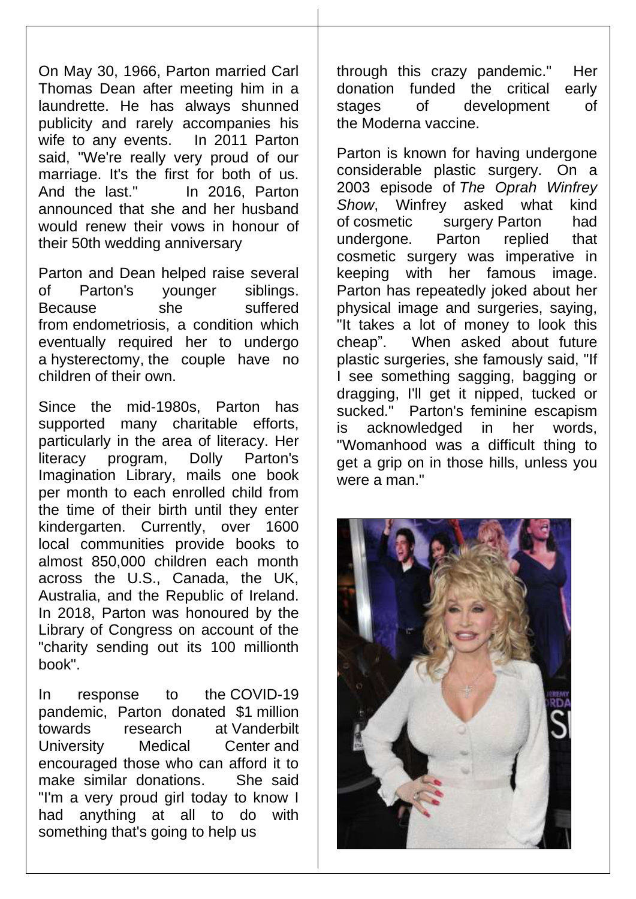On May 30, 1966, Parton married Carl Thomas Dean after meeting him in a laundrette. He has always shunned publicity and rarely accompanies his wife to any events. In 2011 Parton said, "We're really very proud of our marriage. It's the first for both of us. And the last." In 2016, Parton announced that she and her husband would renew their vows in honour of their 50th wedding anniversary

Parton and Dean helped raise several of Parton's younger siblings. Because she suffered from endometriosis, a condition which eventually required her to undergo a hysterectomy, the couple have no children of their own.

Since the mid-1980s, Parton has supported many charitable efforts, particularly in the area of literacy. Her literacy program, Dolly Parton's Imagination Library, mails one book per month to each enrolled child from the time of their birth until they enter kindergarten. Currently, over 1600 local communities provide books to almost 850,000 children each month across the U.S., Canada, the UK, Australia, and the Republic of Ireland. In 2018, Parton was honoured by the Library of Congress on account of the "charity sending out its 100 millionth book".

In response to the COVID-19 pandemic, Parton donated $1 million towards research at Vanderbilt University Medical Center and encouraged those who can afford it to make similar donations. She said "I'm a very proud girl today to know I had anything at all to do with something that's going to help us through this crazy pandemic." Her donation funded the critical early stages of development of the Moderna vaccine.

Parton is known for having undergone considerable plastic surgery. On a 2003 episode of *The Oprah Winfrey Show*, Winfrey asked what kind of cosmetic surgery Parton had undergone. Parton replied that cosmetic surgery was imperative in keeping with her famous image. Parton has repeatedly joked about her physical image and surgeries, saying, "It takes a lot of money to look this cheap". When asked about future plastic surgeries, she famously said, "If I see something sagging, bagging or dragging, I'll get it nipped, tucked or sucked." Parton's feminine escapism is acknowledged in her words, "Womanhood was a difficult thing to get a grip on in those hills, unless you were a man."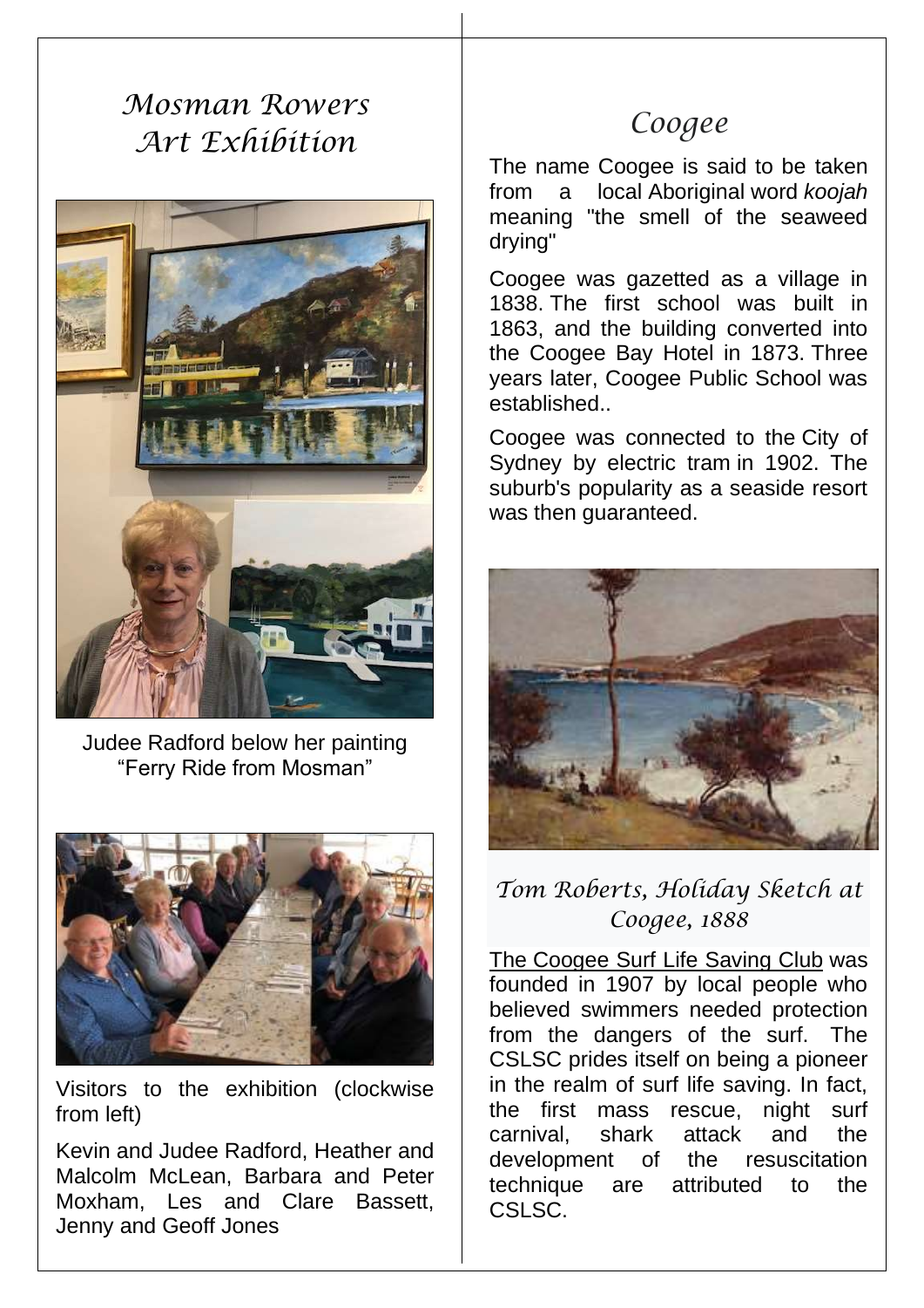## Mosman Rowers Art Exhibition

Judee Radford below her painting "Ferry Ride from Mosman"

Visitors to the exhibition (clockwise from left)

Kevin and Judee Radford, Heather and Malcolm McLean, Barbara and Peter Moxham, Les and Clare Bassett, Jenny and Geoff Jones

## Coogee

The name Coogee is said to be taken from a local Aboriginal word *koojah* meaning "the smell of the seaweed drying"

Coogee was gazetted as a village in 1838. The first school was built in 1863, and the building converted into the Coogee Bay Hotel in 1873. Three years later, Coogee Public School was established..

Coogee was connected to the City of Sydney by electric tram in 1902. The suburb's popularity as a seaside resort was then guaranteed.

*Tom Roberts, Holiday Sketch at Coogee, 1888*

The Coogee Surf Life Saving Club was founded in 1907 by local people who believed swimmers needed protection from the dangers of the surf. The CSLSC prides itself on being a pioneer in the realm of surf life saving. In fact, the first mass rescue, night surf carnival, shark attack and the development of the resuscitation technique are attributed to the CSLSC.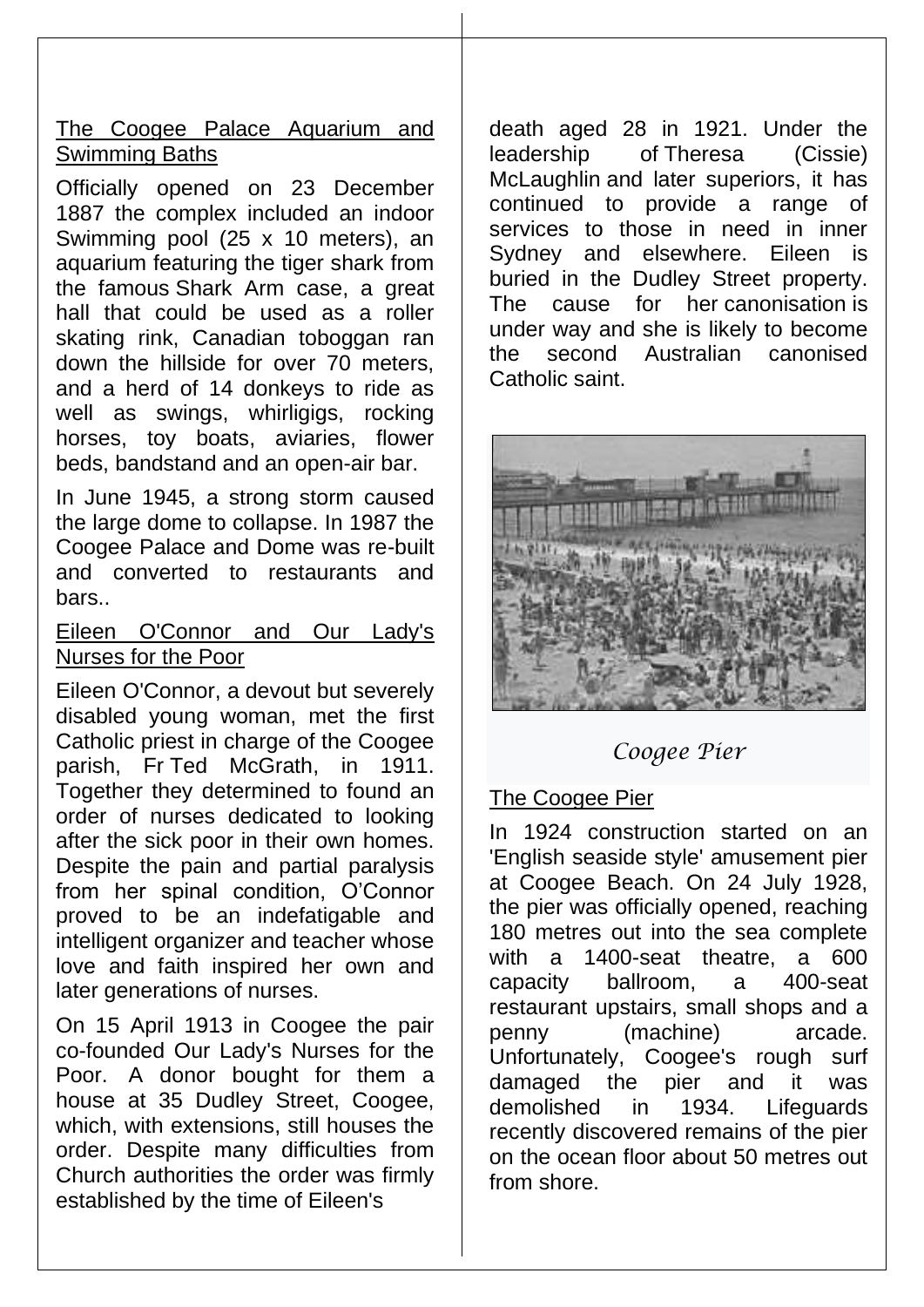## The Coogee Palace Aquarium and Swimming Baths

Officially opened on 23 December 1887 the complex included an indoor Swimming pool (25 x 10 meters), an aquarium featuring the tiger shark from the famous Shark Arm case, a great hall that could be used as a roller skating rink, Canadian toboggan ran down the hillside for over 70 meters, and a herd of 14 donkeys to ride as well as swings, whirligigs, rocking horses, toy boats, aviaries, flower beds, bandstand and an open-air bar.

In June 1945, a strong storm caused the large dome to collapse. In 1987 the Coogee Palace and Dome was re-built and converted to restaurants and bars..

## Eileen O'Connor and Our Lady's Nurses for the Poor

Eileen O'Connor, a devout but severely disabled young woman, met the first Catholic priest in charge of the Coogee parish, Fr Ted McGrath, in 1911. Together they determined to found an order of nurses dedicated to looking after the sick poor in their own homes. Despite the pain and partial paralysis from her spinal condition, O'Connor proved to be an indefatigable and intelligent organizer and teacher whose love and faith inspired her own and later generations of nurses.

On 15 April 1913 in Coogee the pair co-founded Our Lady's Nurses for the Poor. A donor bought for them a house at 35 Dudley Street, Coogee, which, with extensions, still houses the order. Despite many difficulties from Church authorities the order was firmly established by the time of Eileen's death aged 28 in 1921. Under the leadership of Theresa (Cissie) McLaughlin and later superiors, it has continued to provide a range of services to those in need in inner Sydney and elsewhere. Eileen is buried in the Dudley Street property. The cause for her canonisation is under way and she is likely to become the second Australian canonised Catholic saint.

*Coogee Pier*

## The Coogee Pier

In 1924 construction started on an 'English seaside style' amusement pier at Coogee Beach. On 24 July 1928, the pier was officially opened, reaching 180 metres out into the sea complete with a 1400-seat theatre, a 600 capacity ballroom, a 400-seat restaurant upstairs, small shops and a penny (machine) arcade. Unfortunately, Coogee's rough surf damaged the pier and it was demolished in 1934. Lifeguards recently discovered remains of the pier on the ocean floor about 50 metres out from shore.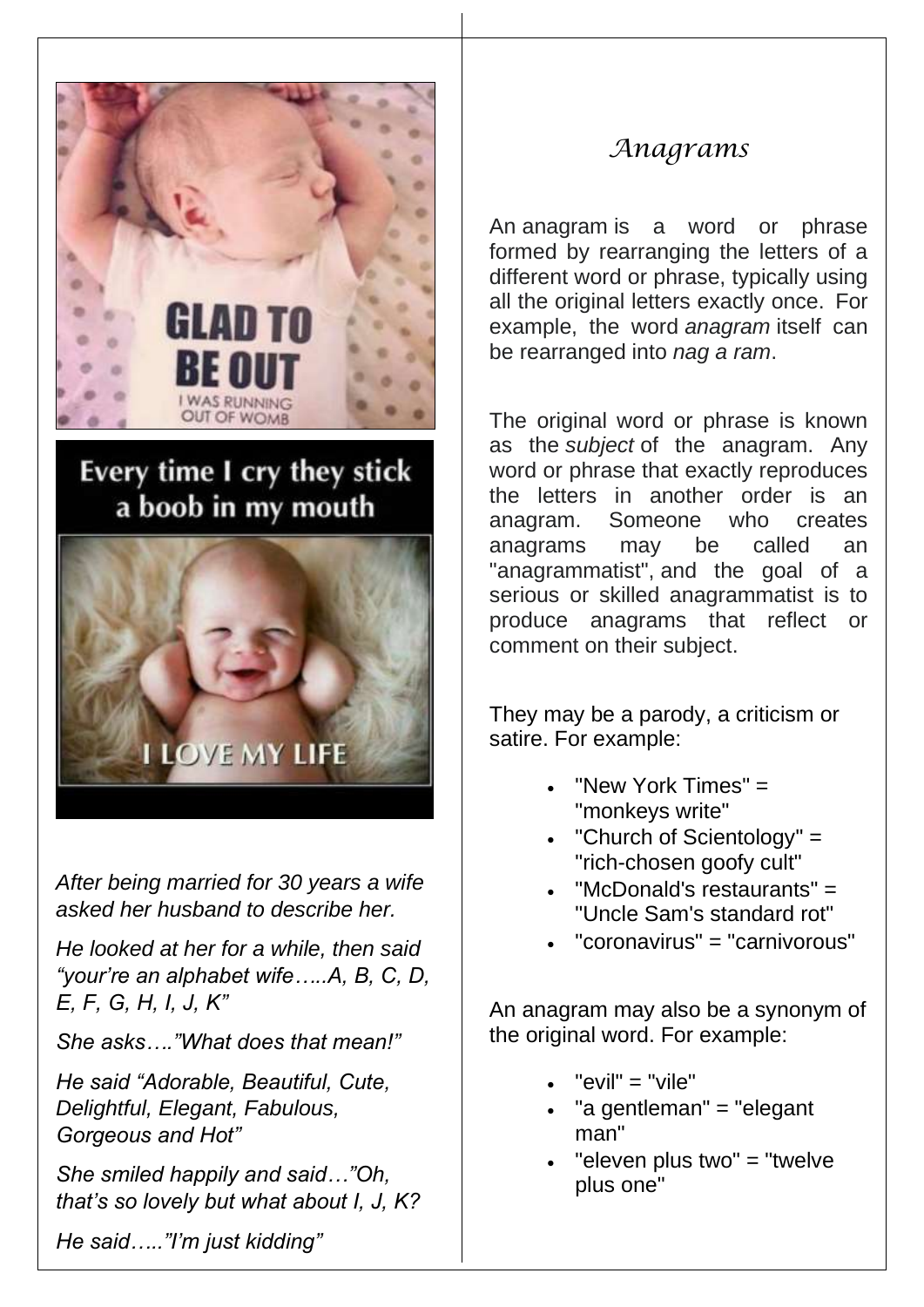GLAD TO BE OUT

I WAS RUNNING OUT OF WOMB

Every time I cry they stick a boob in my mouth

I LOVE MY LIFE

*After being married for 30 years a wife asked her husband to describe her.*

*He looked at her for a while, then said "your're an alphabet wife…..A, B, C, D, E, F, G, H, I, J, K"*

*She asks…."What does that mean!"*

*He said "Adorable, Beautiful, Cute, Delightful, Elegant, Fabulous, Gorgeous and Hot"*

*She smiled happily and said…"Oh, that's so lovely but what about I, J, K?*

*He said….."I'm just kidding"*

# Anagrams

An anagram is a word or phrase formed by rearranging the letters of a different word or phrase, typically using all the original letters exactly once. For example, the word *anagram* itself can be rearranged into *nag a ram*.

The original word or phrase is known as the *subject* of the anagram. Any word or phrase that exactly reproduces the letters in another order is an anagram. Someone who creates anagrams may be called an "anagrammatist", and the goal of a serious or skilled anagrammatist is to produce anagrams that reflect or comment on their subject.

They may be a parody, a criticism or satire. For example:

- "New York Times" = "monkeys write"
- "Church of Scientology" = "rich-chosen goofy cult"
- "McDonald's restaurants" = "Uncle Sam's standard rot"
- "coronavirus" = "carnivorous"

An anagram may also be a synonym of the original word. For example:

- "evil" = "vile"
- "a gentleman" = "elegant man"
- "eleven plus two" = "twelve plus one"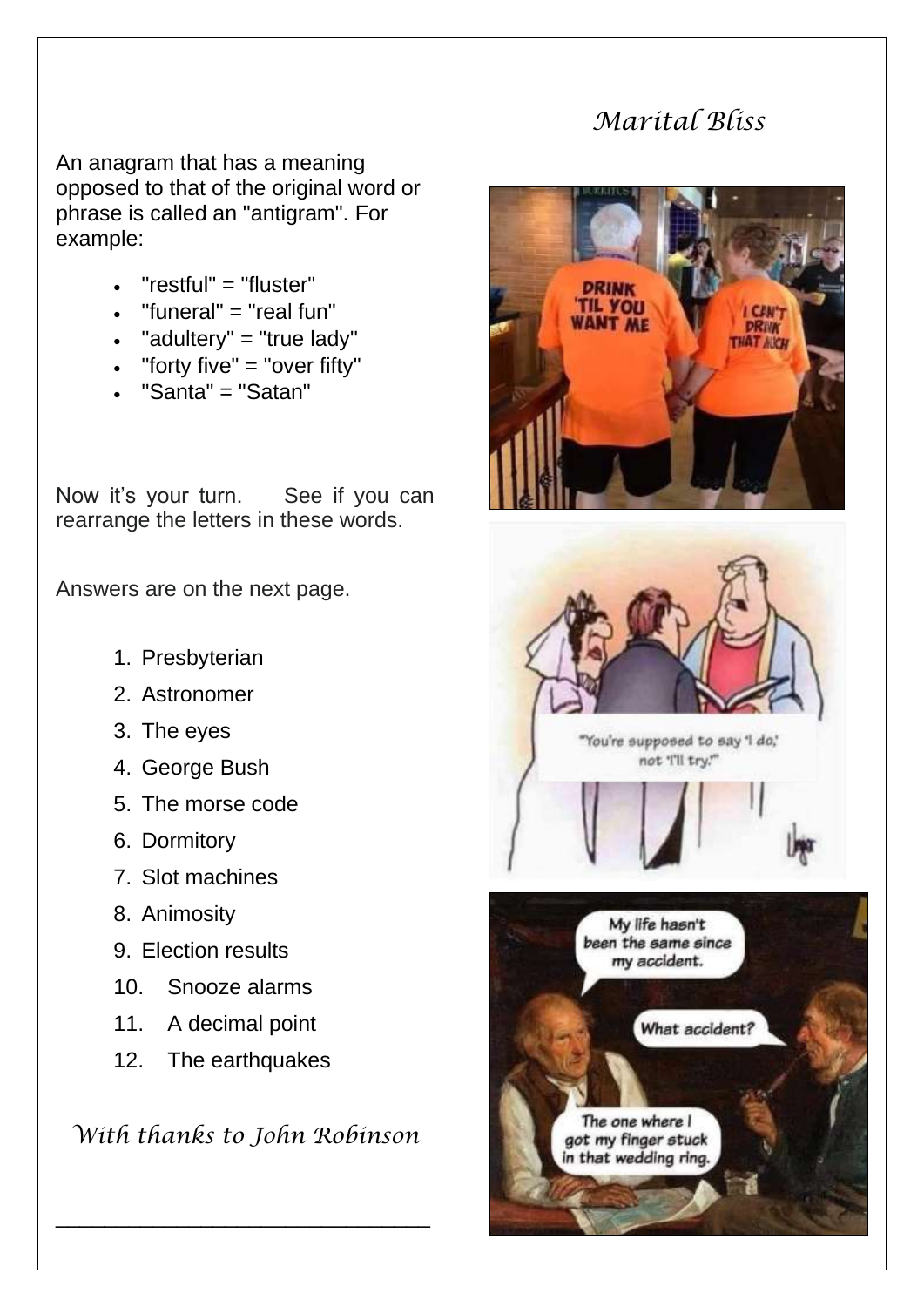An anagram that has a meaning opposed to that of the original word or phrase is called an "antigram". For example:

- "restful" = "fluster"
- "funeral" = "real fun"
- "adultery" = "true lady"
- "forty five" = "over fifty"
- "Santa" = "Satan"

Now it's your turn. See if you can rearrange the letters in these words.

Answers are on the next page.

1. Presbyterian
2. Astronomer
3. The eyes
4. George Bush
5. The morse code
6. Dormitory
7. Slot machines
8. Animosity
9. Election results
10. Snooze alarms
11. A decimal point
12. The earthquakes

*With thanks to John Robinson*

---

## *Marital Bliss*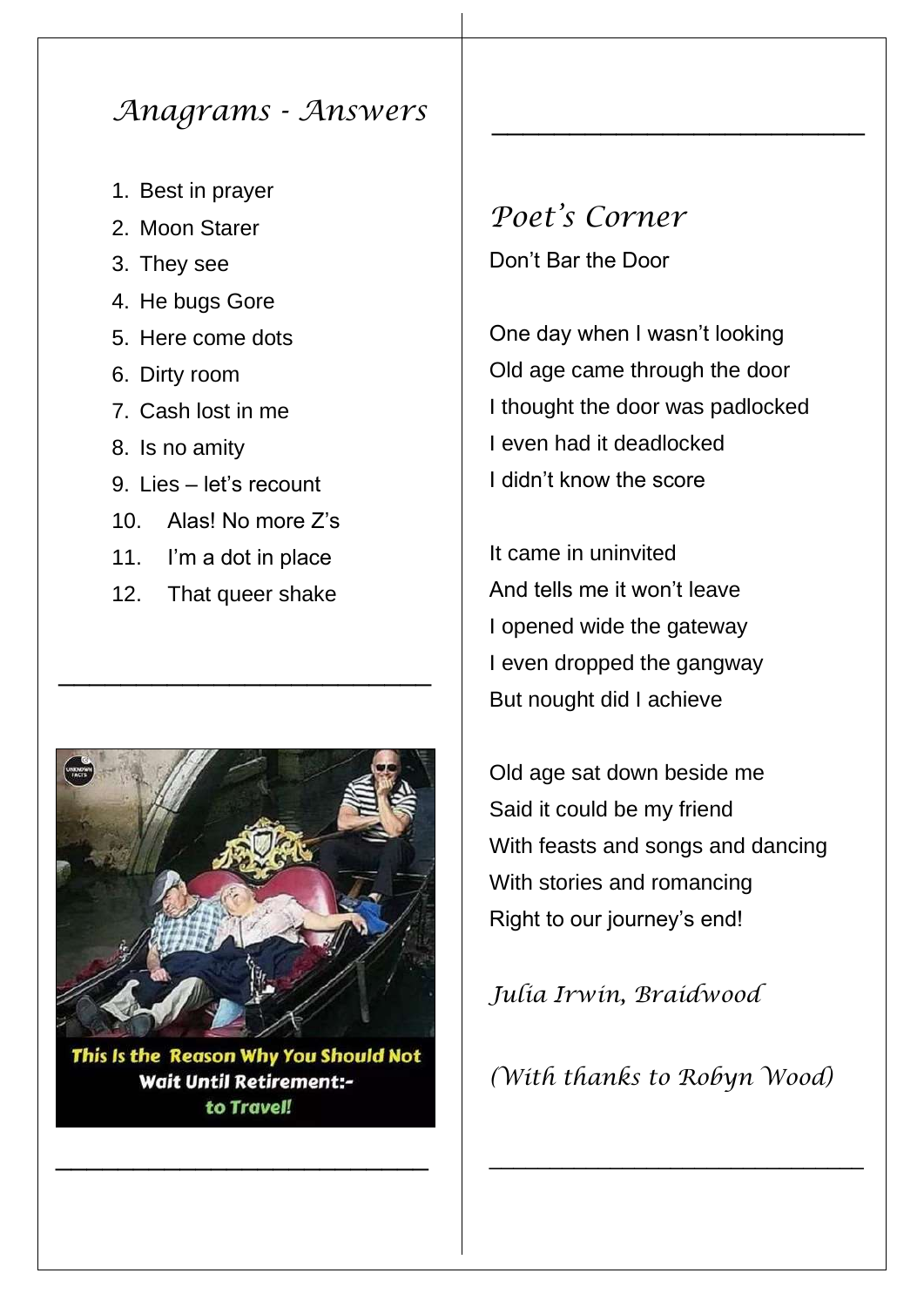## *Anagrams - Answers*

1. Best in prayer
2. Moon Starer
3. They see
4. He bugs Gore
5. Here come dots
6. Dirty room
7. Cash lost in me
8. Is no amity
9. Lies – let's recount
10. Alas! No more Z's
11. I'm a dot in place
12. That queer shake

This Is the Reason Why You Should Not Wait Until Retirement:- to Travel!

## *Poet's Corner*

Don't Bar the Door

One day when I wasn't looking
Old age came through the door
I thought the door was padlocked
I even had it deadlocked
I didn't know the score

It came in uninvited
And tells me it won't leave
I opened wide the gateway
I even dropped the gangway
But nought did I achieve

Old age sat down beside me
Said it could be my friend
With feasts and songs and dancing
With stories and romancing
Right to our journey's end!

*Julia Irwin, Braidwood*

*(With thanks to Robyn Wood)*